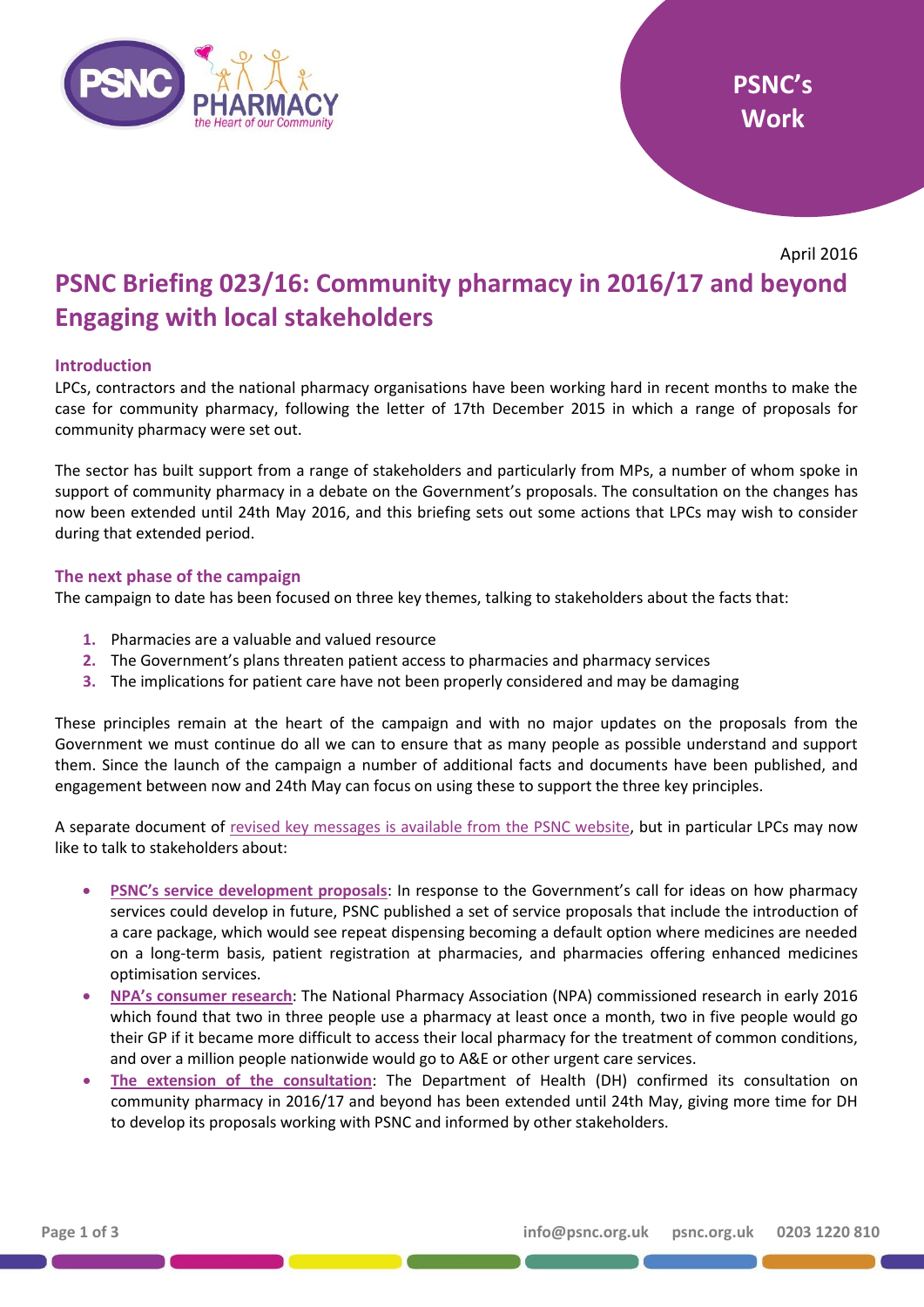PSNC's Work

April 2016

# PSNC Briefing 023/16: Community pharmacy in 2016/17 and beyond Engaging with local stakeholders

## Introduction

LPCs, contractors and the national pharmacy organisations have been working hard in recent months to make the case for community pharmacy, following the letter of 17th December 2015 in which a range of proposals for community pharmacy were set out.

The sector has built support from a range of stakeholders and particularly from MPs, a number of whom spoke in support of community pharmacy in a debate on the Government's proposals. The consultation on the changes has now been extended until 24th May 2016, and this briefing sets out some actions that LPCs may wish to consider during that extended period.

## The next phase of the campaign

The campaign to date has been focused on three key themes, talking to stakeholders about the facts that:

1. Pharmacies are a valuable and valued resource
2. The Government's plans threaten patient access to pharmacies and pharmacy services
3. The implications for patient care have not been properly considered and may be damaging

These principles remain at the heart of the campaign and with no major updates on the proposals from the Government we must continue do all we can to ensure that as many people as possible understand and support them. Since the launch of the campaign a number of additional facts and documents have been published, and engagement between now and 24th May can focus on using these to support the three key principles.

A separate document of revised key messages is available from the PSNC website, but in particular LPCs may now like to talk to stakeholders about:

- **PSNC's service development proposals**: In response to the Government's call for ideas on how pharmacy services could develop in future, PSNC published a set of service proposals that include the introduction of a care package, which would see repeat dispensing becoming a default option where medicines are needed on a long-term basis, patient registration at pharmacies, and pharmacies offering enhanced medicines optimisation services.
- **NPA's consumer research**: The National Pharmacy Association (NPA) commissioned research in early 2016 which found that two in three people use a pharmacy at least once a month, two in five people would go their GP if it became more difficult to access their local pharmacy for the treatment of common conditions, and over a million people nationwide would go to A&E or other urgent care services.
- **The extension of the consultation**: The Department of Health (DH) confirmed its consultation on community pharmacy in 2016/17 and beyond has been extended until 24th May, giving more time for DH to develop its proposals working with PSNC and informed by other stakeholders.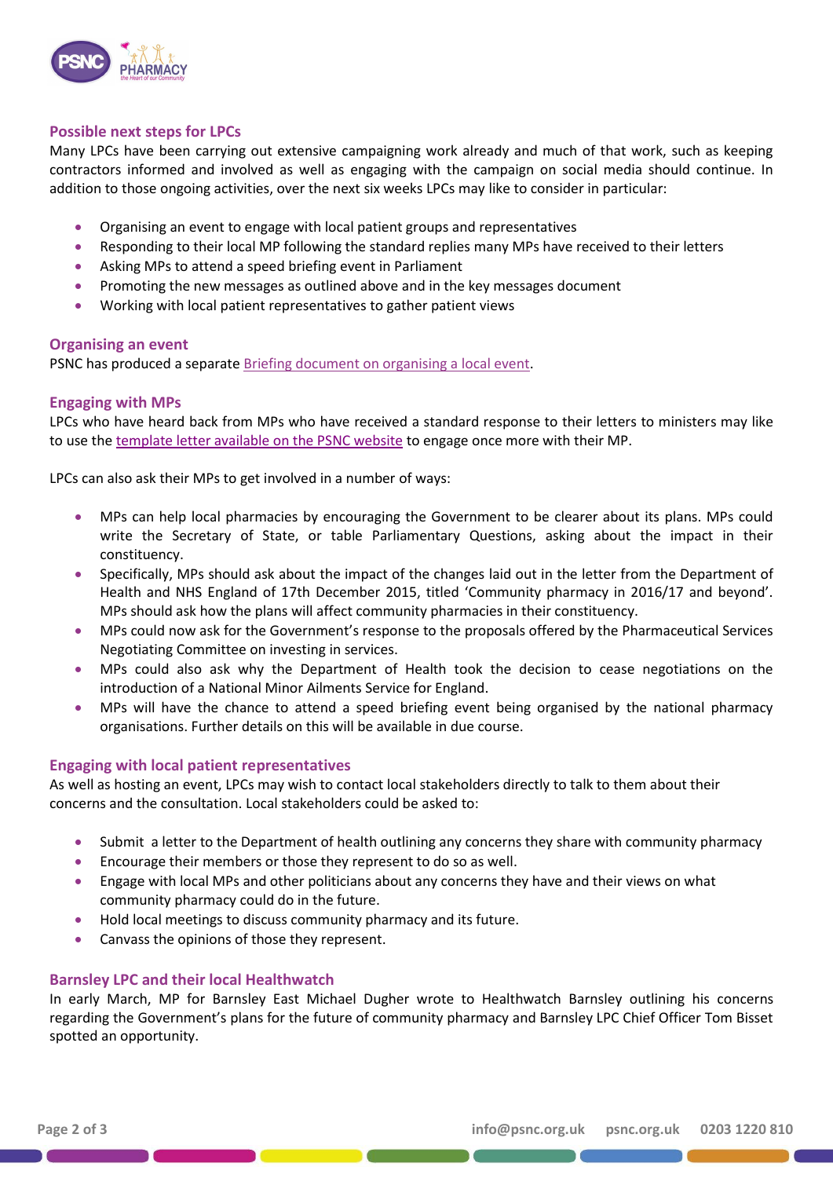## Possible next steps for LPCs

Many LPCs have been carrying out extensive campaigning work already and much of that work, such as keeping contractors informed and involved as well as engaging with the campaign on social media should continue. In addition to those ongoing activities, over the next six weeks LPCs may like to consider in particular:

- Organising an event to engage with local patient groups and representatives
- Responding to their local MP following the standard replies many MPs have received to their letters
- Asking MPs to attend a speed briefing event in Parliament
- Promoting the new messages as outlined above and in the key messages document
- Working with local patient representatives to gather patient views

## Organising an event

PSNC has produced a separate Briefing document on organising a local event.

## Engaging with MPs

LPCs who have heard back from MPs who have received a standard response to their letters to ministers may like to use the template letter available on the PSNC website to engage once more with their MP.

LPCs can also ask their MPs to get involved in a number of ways:

- MPs can help local pharmacies by encouraging the Government to be clearer about its plans. MPs could write the Secretary of State, or table Parliamentary Questions, asking about the impact in their constituency.
- Specifically, MPs should ask about the impact of the changes laid out in the letter from the Department of Health and NHS England of 17th December 2015, titled 'Community pharmacy in 2016/17 and beyond'. MPs should ask how the plans will affect community pharmacies in their constituency.
- MPs could now ask for the Government's response to the proposals offered by the Pharmaceutical Services Negotiating Committee on investing in services.
- MPs could also ask why the Department of Health took the decision to cease negotiations on the introduction of a National Minor Ailments Service for England.
- MPs will have the chance to attend a speed briefing event being organised by the national pharmacy organisations. Further details on this will be available in due course.

## Engaging with local patient representatives

As well as hosting an event, LPCs may wish to contact local stakeholders directly to talk to them about their concerns and the consultation. Local stakeholders could be asked to:

- Submit a letter to the Department of health outlining any concerns they share with community pharmacy
- Encourage their members or those they represent to do so as well.
- Engage with local MPs and other politicians about any concerns they have and their views on what community pharmacy could do in the future.
- Hold local meetings to discuss community pharmacy and its future.
- Canvass the opinions of those they represent.

## Barnsley LPC and their local Healthwatch

In early March, MP for Barnsley East Michael Dugher wrote to Healthwatch Barnsley outlining his concerns regarding the Government's plans for the future of community pharmacy and Barnsley LPC Chief Officer Tom Bisset spotted an opportunity.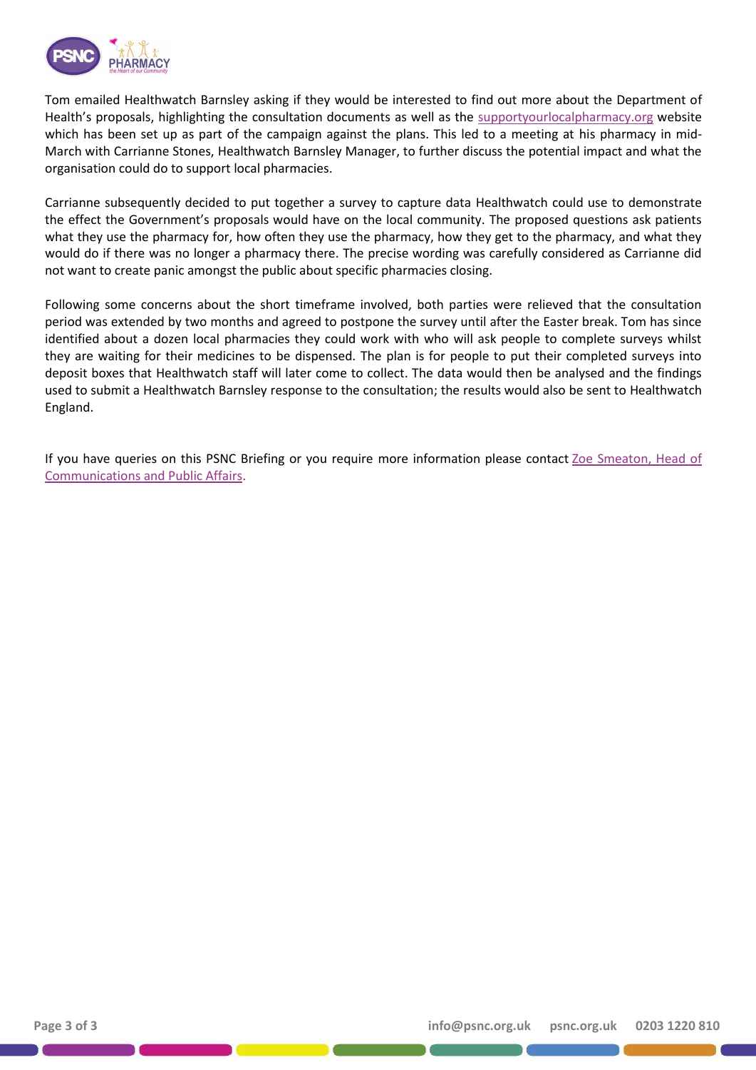Tom emailed Healthwatch Barnsley asking if they would be interested to find out more about the Department of Health's proposals, highlighting the consultation documents as well as the [supportyourlocalpharmacy.org](supportyourlocalpharmacy.org) website which has been set up as part of the campaign against the plans. This led to a meeting at his pharmacy in mid-March with Carrianne Stones, Healthwatch Barnsley Manager, to further discuss the potential impact and what the organisation could do to support local pharmacies.

Carrianne subsequently decided to put together a survey to capture data Healthwatch could use to demonstrate the effect the Government's proposals would have on the local community. The proposed questions ask patients what they use the pharmacy for, how often they use the pharmacy, how they get to the pharmacy, and what they would do if there was no longer a pharmacy there. The precise wording was carefully considered as Carrianne did not want to create panic amongst the public about specific pharmacies closing.

Following some concerns about the short timeframe involved, both parties were relieved that the consultation period was extended by two months and agreed to postpone the survey until after the Easter break. Tom has since identified about a dozen local pharmacies they could work with who will ask people to complete surveys whilst they are waiting for their medicines to be dispensed. The plan is for people to put their completed surveys into deposit boxes that Healthwatch staff will later come to collect. The data would then be analysed and the findings used to submit a Healthwatch Barnsley response to the consultation; the results would also be sent to Healthwatch England.

If you have queries on this PSNC Briefing or you require more information please contact Zoe Smeaton, Head of Communications and Public Affairs.